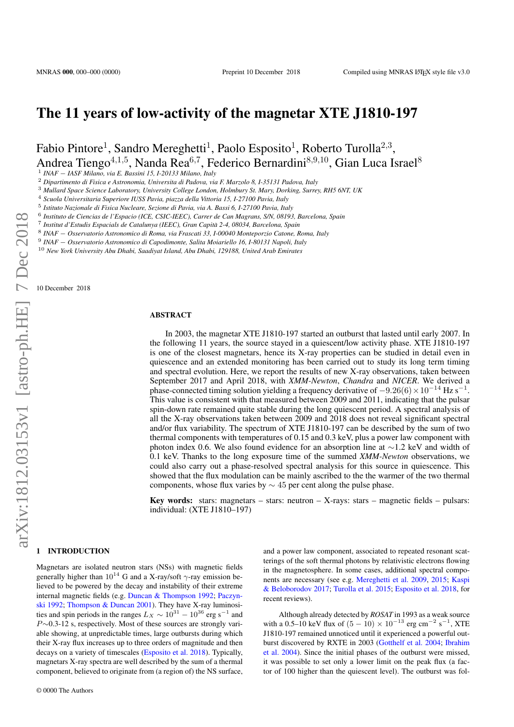# The 11 years of low-activity of the magnetar XTE J1810-197

Fabio Pintore[1], Sandro Mereghetti[1], Paolo Esposito[1], Roberto Turolla[2,3], Andrea Tiengo[4,1,5], Nanda Rea[6,7], Federico Bernardini[8,9,10], Gian Luca Israel[8]

[1] *INAF – IASF Milano, via E. Bassini 15, I-20133 Milano, Italy*
[2] *Dipartimento di Fisica e Astronomia, Universita di Padova, via F. Marzolo 8, I-35131 Padova, Italy*
[3] *Mullard Space Science Laboratory, University College London, Holmbury St. Mary, Dorking, Surrey, RH5 6NT, UK*
[4] *Scuola Universitaria Superiore IUSS Pavia, piazza della Vittoria 15, I-27100 Pavia, Italy*
[5] *Istituto Nazionale di Fisica Nucleare, Sezione di Pavia, via A. Bassi 6, I-27100 Pavia, Italy*
[6] *Instituto de Ciencias de l'Espacio (ICE, CSIC-IEEC), Carrer de Can Magrans, S/N, 08193, Barcelona, Spain*
[7] *Institut d'Estudis Espacials de Catalunya (IEEC), Gran Capità 2-4, 08034, Barcelona, Spain*
[8] *INAF – Osservatorio Astronomico di Roma, via Frascati 33, I-00040 Monteporzio Catone, Roma, Italy*
[9] *INAF – Osservatorio Astronomico di Capodimonte, Salita Moiariello 16, I-80131 Napoli, Italy*
[10] *New York University Abu Dhabi, Saadiyat Island, Abu Dhabi, 129188, United Arab Emirates*

10 December 2018

## ABSTRACT

In 2003, the magnetar XTE J1810-197 started an outburst that lasted until early 2007. In the following 11 years, the source stayed in a quiescent/low activity phase. XTE J1810-197 is one of the closest magnetars, hence its X-ray properties can be studied in detail even in quiescence and an extended monitoring has been carried out to study its long term timing and spectral evolution. Here, we report the results of new X-ray observations, taken between September 2017 and April 2018, with *XMM-Newton*, *Chandra* and *NICER*. We derived a phase-connected timing solution yielding a frequency derivative of $-9.26(6)\times10^{-14}$ Hz s$^{-1}$. This value is consistent with that measured between 2009 and 2011, indicating that the pulsar spin-down rate remained quite stable during the long quiescent period. A spectral analysis of all the X-ray observations taken between 2009 and 2018 does not reveal significant spectral and/or flux variability. The spectrum of XTE J1810-197 can be described by the sum of two thermal components with temperatures of 0.15 and 0.3 keV, plus a power law component with photon index 0.6. We also found evidence for an absorption line at $\sim$1.2 keV and width of 0.1 keV. Thanks to the long exposure time of the summed *XMM-Newton* observations, we could also carry out a phase-resolved spectral analysis for this source in quiescence. This showed that the flux modulation can be mainly ascribed to the the warmer of the two thermal components, whose flux varies by $\sim45$ per cent along the pulse phase.

**Key words:** stars: magnetars – stars: neutron – X-rays: stars – magnetic fields – pulsars: individual: (XTE J1810–197)

## 1 INTRODUCTION

Magnetars are isolated neutron stars (NSs) with magnetic fields generally higher than $10^{14}$ G and a X-ray/soft $\gamma$-ray emission believed to be powered by the decay and instability of their extreme internal magnetic fields (e.g. Duncan & Thompson 1992; Paczynski 1992; Thompson & Duncan 2001). They have X-ray luminosities and spin periods in the ranges $L_X\sim10^{31}-10^{36}$ erg s$^{-1}$ and $P\sim$0.3-12 s, respectively. Most of these sources are strongly variable showing, at unpredictable times, large outbursts during which their X-ray flux increases up to three orders of magnitude and then decays on a variety of timescales (Esposito et al. 2018). Typically, magnetars X-ray spectra are well described by the sum of a thermal component, believed to originate from (a region of) the NS surface, and a power law component, associated to repeated resonant scatterings of the soft thermal photons by relativistic electrons flowing in the magnetosphere. In some cases, additional spectral components are necessary (see e.g. Mereghetti et al. 2009, 2015; Kaspi & Beloborodov 2017; Turolla et al. 2015; Esposito et al. 2018, for recent reviews).

Although already detected by *ROSAT* in 1993 as a weak source with a 0.5–10 keV flux of $(5-10)\times10^{-13}$ erg cm$^{-2}$ s$^{-1}$, XTE J1810-197 remained unnoticed until it experienced a powerful outburst discovered by RXTE in 2003 (Gotthelf et al. 2004; Ibrahim et al. 2004). Since the initial phases of the outburst were missed, it was possible to set only a lower limit on the peak flux (a factor of 100 higher than the quiescent level). The outburst was fol-

© 0000 The Authors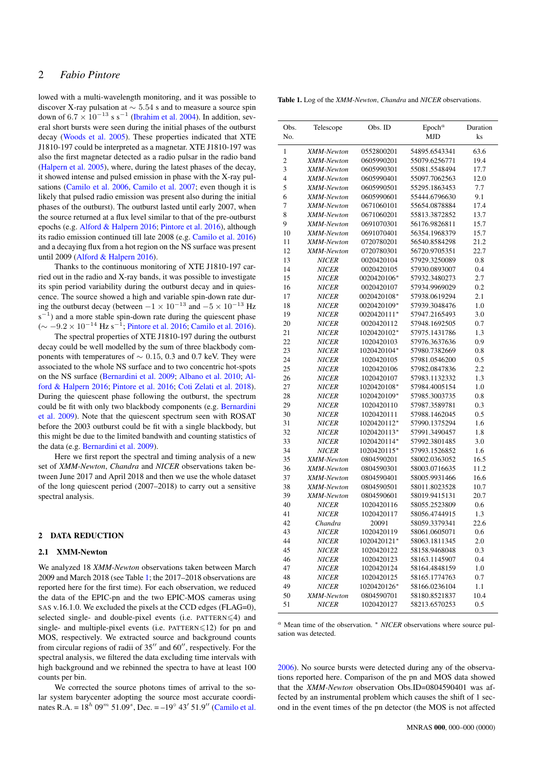lowed with a multi-wavelength monitoring, and it was possible to discover X-ray pulsation at $\sim 5.54$ s and to measure a source spin down of $6.7 \times 10^{-13}$ s s$^{-1}$ (Ibrahim et al. 2004). In addition, several short bursts were seen during the initial phases of the outburst decay (Woods et al. 2005). These properties indicated that XTE J1810-197 could be interpreted as a magnetar. XTE J1810-197 was also the first magnetar detected as a radio pulsar in the radio band (Halpern et al. 2005), where, during the latest phases of the decay, it showed intense and pulsed emission in phase with the X-ray pulsations (Camilo et al. 2006, Camilo et al. 2007; even though it is likely that pulsed radio emission was present also during the initial phases of the outburst). The outburst lasted until early 2007, when the source returned at a flux level similar to that of the pre-outburst epochs (e.g. Alford & Halpern 2016; Pintore et al. 2016), although its radio emission continued till late 2008 (e.g. Camilo et al. 2016) and a decaying flux from a hot region on the NS surface was present until 2009 (Alford & Halpern 2016).

Thanks to the continuous monitoring of XTE J1810-197 carried out in the radio and X-ray bands, it was possible to investigate its spin period variability during the outburst decay and in quiescence. The source showed a high and variable spin-down rate during the outburst decay (between $-1 \times 10^{-13}$ and $-5 \times 10^{-13}$ Hz s$^{-1}$) and a more stable spin-down rate during the quiescent phase ($\sim -9.2 \times 10^{-14}$ Hz s$^{-1}$; Pintore et al. 2016; Camilo et al. 2016).

The spectral properties of XTE J1810-197 during the outburst decay could be well modelled by the sum of three blackbody components with temperatures of $\sim 0.15$, 0.3 and 0.7 keV. They were associated to the whole NS surface and to two concentric hot-spots on the NS surface (Bernardini et al. 2009; Albano et al. 2010; Alford & Halpern 2016; Pintore et al. 2016; Coti Zelati et al. 2018). During the quiescent phase following the outburst, the spectrum could be fit with only two blackbody components (e.g. Bernardini et al. 2009). Note that the quiescent spectrum seen with ROSAT before the 2003 outburst could be fit with a single blackbody, but this might be due to the limited bandwith and counting statistics of the data (e.g. Bernardini et al. 2009).

Here we first report the spectral and timing analysis of a new set of *XMM-Newton*, *Chandra* and *NICER* observations taken between June 2017 and April 2018 and then we use the whole dataset of the long quiescent period (2007–2018) to carry out a sensitive spectral analysis.

## 2 DATA REDUCTION

### 2.1 XMM-Newton

We analyzed 18 *XMM-Newton* observations taken between March 2009 and March 2018 (see Table 1; the 2017–2018 observations are reported here for the first time). For each observation, we reduced the data of the EPIC-pn and the two EPIC-MOS cameras using SAS v.16.1.0. We excluded the pixels at the CCD edges (FLAG=0), selected single- and double-pixel events (i.e. PATTERN$\leqslant$4) and single- and multiple-pixel events (i.e. PATTERN$\leqslant$12) for pn and MOS, respectively. We extracted source and background counts from circular regions of radii of 35$''$ and 60$''$, respectively. For the spectral analysis, we filtered the data excluding time intervals with high background and we rebinned the spectra to have at least 100 counts per bin.

We corrected the source photons times of arrival to the solar system barycenter adopting the source most accurate coordinates R.A. = $18^h\ 09^m\ 51.09^s$, Dec. = $-19^\circ\ 43'\ 51.9''$ (Camilo et al. 2006). No source bursts were detected during any of the observations reported here. Comparison of the pn and MOS data showed that the *XMM-Newton* observation Obs.ID=0804590401 was affected by an instrumental problem which causes the shift of 1 second in the event times of the pn detector (the MOS is not affected

**Table 1.** Log of the *XMM-Newton*, *Chandra* and *NICER* observations.

| Obs. No. | Telescope | Obs. ID | Epoch[a] MJD | Duration ks |
|---|---|---|---|---|
| 1 | *XMM-Newton* | 0552800201 | 54895.6543341 | 63.6 |
| 2 | *XMM-Newton* | 0605990201 | 55079.6256771 | 19.4 |
| 3 | *XMM-Newton* | 0605990301 | 55081.5548494 | 17.7 |
| 4 | *XMM-Newton* | 0605990401 | 55097.7062563 | 12.0 |
| 5 | *XMM-Newton* | 0605990501 | 55295.1863453 | 7.7 |
| 6 | *XMM-Newton* | 0605990601 | 55444.6796630 | 9.1 |
| 7 | *XMM-Newton* | 0671060101 | 55654.0878884 | 17.4 |
| 8 | *XMM-Newton* | 0671060201 | 55813.3872852 | 13.7 |
| 9 | *XMM-Newton* | 0691070301 | 56176.9826811 | 15.7 |
| 10 | *XMM-Newton* | 0691070401 | 56354.1968379 | 15.7 |
| 11 | *XMM-Newton* | 0720780201 | 56540.8584298 | 21.2 |
| 12 | *XMM-Newton* | 0720780301 | 56720.9705351 | 22.7 |
| 13 | *NICER* | 0020420104 | 57929.3250089 | 0.8 |
| 14 | *NICER* | 0020420105 | 57930.0893007 | 0.4 |
| 15 | *NICER* | 0020420106* | 57932.3480273 | 2.7 |
| 16 | *NICER* | 0020420107 | 57934.9969029 | 0.2 |
| 17 | *NICER* | 0020420108* | 57938.0619294 | 2.1 |
| 18 | *NICER* | 0020420109* | 57939.3048476 | 1.0 |
| 19 | *NICER* | 0020420111* | 57947.2165493 | 3.0 |
| 20 | *NICER* | 0020420112 | 57948.1692505 | 0.7 |
| 21 | *NICER* | 1020420102* | 57975.1431786 | 1.3 |
| 22 | *NICER* | 1020420103 | 57976.3637636 | 0.9 |
| 23 | *NICER* | 1020420104* | 57980.7382669 | 0.8 |
| 24 | *NICER* | 1020420105 | 57981.0546200 | 0.5 |
| 25 | *NICER* | 1020420106 | 57982.0847836 | 2.2 |
| 26 | *NICER* | 1020420107 | 57983.1132332 | 1.3 |
| 27 | *NICER* | 1020420108* | 57984.4005154 | 1.0 |
| 28 | *NICER* | 1020420109* | 57985.3003735 | 0.8 |
| 29 | *NICER* | 1020420110 | 57987.3589781 | 0.3 |
| 30 | *NICER* | 1020420111 | 57988.1462045 | 0.5 |
| 31 | *NICER* | 1020420112* | 57990.1375294 | 1.6 |
| 32 | *NICER* | 1020420113* | 57991.3490457 | 1.8 |
| 33 | *NICER* | 1020420114* | 57992.3801485 | 3.0 |
| 34 | *NICER* | 1020420115* | 57993.1526852 | 1.6 |
| 35 | *XMM-Newton* | 0804590201 | 58002.0363052 | 16.5 |
| 36 | *XMM-Newton* | 0804590301 | 58003.0716635 | 11.2 |
| 37 | *XMM-Newton* | 0804590401 | 58005.9931466 | 16.6 |
| 38 | *XMM-Newton* | 0804590501 | 58011.8023528 | 10.7 |
| 39 | *XMM-Newton* | 0804590601 | 58019.9415131 | 20.7 |
| 40 | *NICER* | 1020420116 | 58055.2523809 | 0.6 |
| 41 | *NICER* | 1020420117 | 58056.4744915 | 1.3 |
| 42 | *Chandra* | 20091 | 58059.3379341 | 22.6 |
| 43 | *NICER* | 1020420119 | 58061.0605071 | 0.6 |
| 44 | *NICER* | 1020420121* | 58063.1811345 | 2.0 |
| 45 | *NICER* | 1020420122 | 58158.9468048 | 0.3 |
| 46 | *NICER* | 1020420123 | 58163.1145907 | 0.4 |
| 47 | *NICER* | 1020420124 | 58164.4848159 | 1.0 |
| 48 | *NICER* | 1020420125 | 58165.1774763 | 0.7 |
| 49 | *NICER* | 1020420126* | 58166.0236104 | 1.1 |
| 50 | *XMM-Newton* | 0804590701 | 58180.8521837 | 10.4 |
| 51 | *NICER* | 1020420127 | 58213.6570253 | 0.5 |

[a] Mean time of the observation. * *NICER* observations where source pulsation was detected.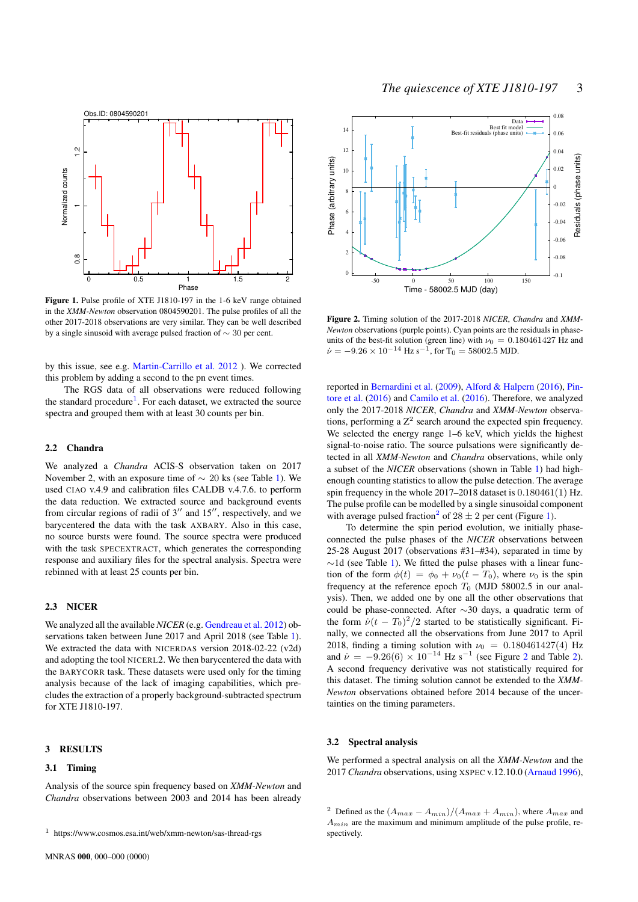Figure 1. Pulse profile of XTE J1810-197 in the 1-6 keV range obtained in the *XMM-Newton* observation 0804590201. The pulse profiles of all the other 2017-2018 observations are very similar. They can be well described by a single sinusoid with average pulsed fraction of $\sim 30$ per cent.

by this issue, see e.g. Martin-Carrillo et al. 2012 ). We corrected this problem by adding a second to the pn event times.

The RGS data of all observations were reduced following the standard procedure[1]. For each dataset, we extracted the source spectra and grouped them with at least 30 counts per bin.

### 2.2 Chandra

We analyzed a *Chandra* ACIS-S observation taken on 2017 November 2, with an exposure time of $\sim$ 20 ks (see Table 1). We used CIAO v.4.9 and calibration files CALDB v.4.7.6. to perform the data reduction. We extracted source and background events from circular regions of radii of $3''$ and $15''$, respectively, and we barycentered the data with the task AXBARY. Also in this case, no source bursts were found. The source spectra were produced with the task SPECEXTRACT, which generates the corresponding response and auxiliary files for the spectral analysis. Spectra were rebinned with at least 25 counts per bin.

### 2.3 NICER

We analyzed all the available *NICER* (e.g. Gendreau et al. 2012) observations taken between June 2017 and April 2018 (see Table 1). We extracted the data with NICERDAS version 2018-02-22 (v2d) and adopting the tool NICERL2. We then barycentered the data with the BARYCORR task. These datasets were used only for the timing analysis because of the lack of imaging capabilities, which precludes the extraction of a properly background-subtracted spectrum for XTE J1810-197.

## 3 RESULTS

### 3.1 Timing

Analysis of the source spin frequency based on *XMM-Newton* and *Chandra* observations between 2003 and 2014 has been already reported in Bernardini et al. (2009), Alford & Halpern (2016), Pintore et al. (2016) and Camilo et al. (2016). Therefore, we analyzed only the 2017-2018 *NICER*, *Chandra* and *XMM-Newton* observations, performing a $Z^2$ search around the expected spin frequency. We selected the energy range 1–6 keV, which yields the highest signal-to-noise ratio. The source pulsations were significantly detected in all *XMM-Newton* and *Chandra* observations, while only a subset of the *NICER* observations (shown in Table 1) had high-enough counting statistics to allow the pulse detection. The average spin frequency in the whole 2017–2018 dataset is 0.180461(1) Hz. The pulse profile can be modelled by a single sinusoidal component with average pulsed fraction[2] of $28 \pm 2$ per cent (Figure 1).

To determine the spin period evolution, we initially phase-connected the pulse phases of the *NICER* observations between 25-28 August 2017 (observations #31–#34), separated in time by $\sim$1d (see Table 1). We fitted the pulse phases with a linear function of the form $\phi(t) = \phi_0 + \nu_0(t - T_0)$, where $\nu_0$ is the spin frequency at the reference epoch $T_0$ (MJD 58002.5 in our analysis). Then, we added one by one all the other observations that could be phase-connected. After $\sim$30 days, a quadratic term of the form $\dot{\nu}(t - T_0)^2/2$ started to be statistically significant. Finally, we connected all the observations from June 2017 to April 2018, finding a timing solution with $\nu_0 = 0.180461427(4)$ Hz and $\dot{\nu} = -9.26(6) \times 10^{-14}$ Hz s$^{-1}$ (see Figure 2 and Table 2). A second frequency derivative was not statistically required for this dataset. The timing solution cannot be extended to the *XMM-Newton* observations obtained before 2014 because of the uncertainties on the timing parameters.

Figure 2. Timing solution of the 2017-2018 *NICER*, *Chandra* and *XMM-Newton* observations (purple points). Cyan points are the residuals in phase-units of the best-fit solution (green line) with $\nu_0 = 0.180461427$ Hz and $\dot{\nu} = -9.26 \times 10^{-14}$ Hz s$^{-1}$, for $T_0 = 58002.5$ MJD.

### 3.2 Spectral analysis

We performed a spectral analysis on all the *XMM-Newton* and the 2017 *Chandra* observations, using XSPEC v.12.10.0 (Arnaud 1996),

[1] https://www.cosmos.esa.int/web/xmm-newton/sas-thread-rgs

[2] Defined as the $(A_{max} - A_{min})/(A_{max} + A_{min})$, where $A_{max}$ and $A_{min}$ are the maximum and minimum amplitude of the pulse profile, respectively.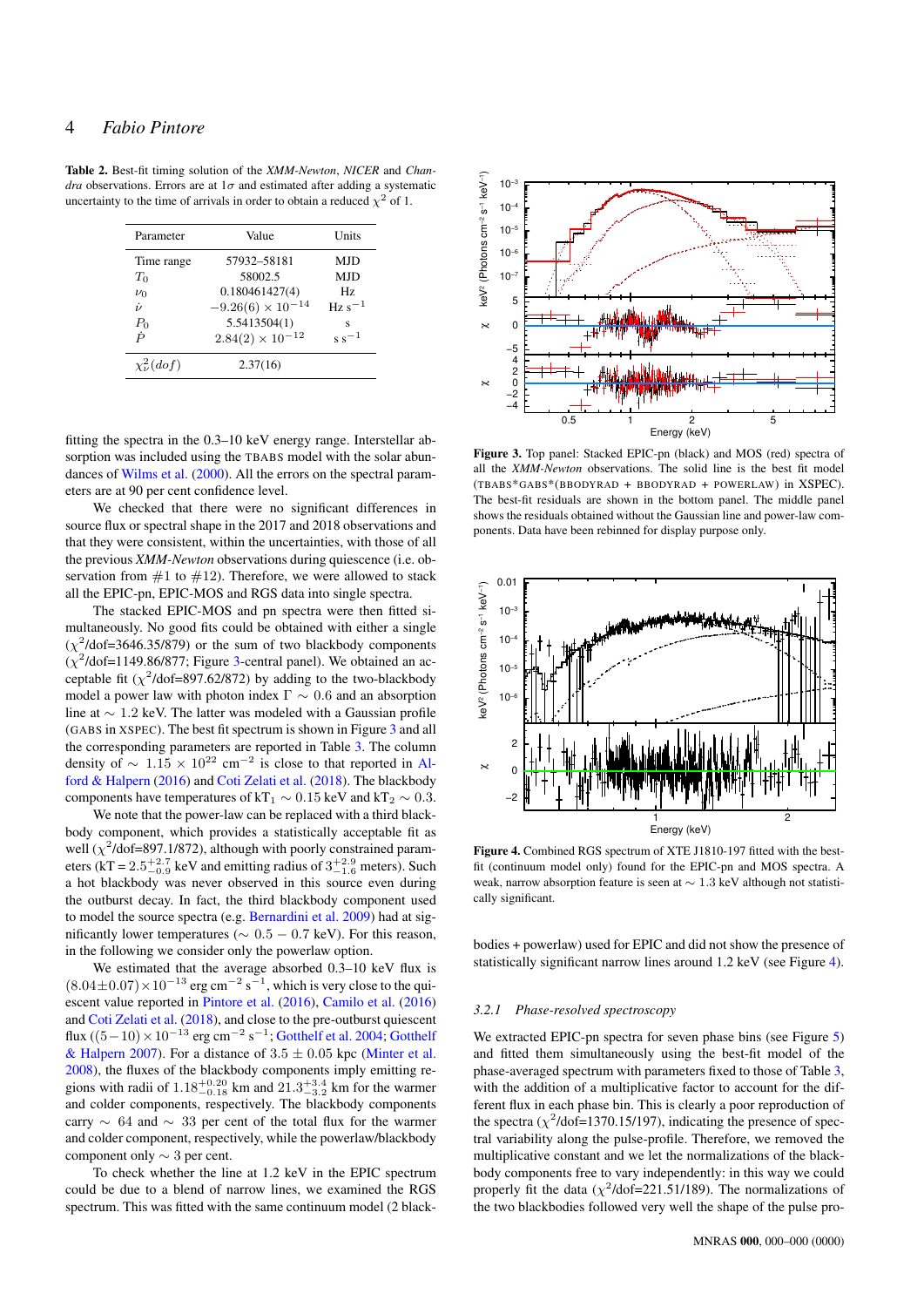**Table 2.** Best-fit timing solution of the *XMM-Newton*, *NICER* and *Chandra* observations. Errors are at 1$\sigma$ and estimated after adding a systematic uncertainty to the time of arrivals in order to obtain a reduced $\chi^2$ of 1.

| Parameter | Value | Units |
|---|---|---|
| Time range | 57932–58181 | MJD |
| $T_0$ | 58002.5 | MJD |
| $\nu_0$ | 0.180461427(4) | Hz |
| $\dot{\nu}$ | $-9.26(6) \times 10^{-14}$ | Hz s$^{-1}$ |
| $P_0$ | 5.5413504(1) | s |
| $\dot{P}$ | $2.84(2) \times 10^{-12}$ | s s$^{-1}$ |
| $\chi^2_\nu(dof)$ | 2.37(16) | |

fitting the spectra in the 0.3–10 keV energy range. Interstellar absorption was included using the TBABS model with the solar abundances of Wilms et al. (2000). All the errors on the spectral parameters are at 90 per cent confidence level.

We checked that there were no significant differences in source flux or spectral shape in the 2017 and 2018 observations and that they were consistent, within the uncertainties, with those of all the previous *XMM-Newton* observations during quiescence (i.e. observation from #1 to #12). Therefore, we were allowed to stack all the EPIC-pn, EPIC-MOS and RGS data into single spectra.

The stacked EPIC-MOS and pn spectra were then fitted simultaneously. No good fits could be obtained with either a single ($\chi^2$/dof=3646.35/879) or the sum of two blackbody components ($\chi^2$/dof=1149.86/877; Figure 3-central panel). We obtained an acceptable fit ($\chi^2$/dof=897.62/872) by adding to the two-blackbody model a power law with photon index $\Gamma \sim 0.6$ and an absorption line at $\sim 1.2$ keV. The latter was modeled with a Gaussian profile (GABS in XSPEC). The best fit spectrum is shown in Figure 3 and all the corresponding parameters are reported in Table 3. The column density of $\sim 1.15 \times 10^{22}$ cm$^{-2}$ is close to that reported in Alford & Halpern (2016) and Coti Zelati et al. (2018). The blackbody components have temperatures of kT$_1$ $\sim 0.15$ keV and kT$_2$ $\sim 0.3$.

We note that the power-law can be replaced with a third blackbody component, which provides a statistically acceptable fit as well ($\chi^2$/dof=897.1/872), although with poorly constrained parameters (kT = $2.5^{+2.7}_{-0.9}$ keV and emitting radius of $3^{+2.9}_{-1.6}$ meters). Such a hot blackbody was never observed in this source even during the outburst decay. In fact, the third blackbody component used to model the source spectra (e.g. Bernardini et al. 2009) had at significantly lower temperatures ($\sim 0.5-0.7$ keV). For this reason, in the following we consider only the powerlaw option.

We estimated that the average absorbed 0.3–10 keV flux is $(8.04\pm0.07)\times10^{-13}$ erg cm$^{-2}$ s$^{-1}$, which is very close to the quiescent value reported in Pintore et al. (2016), Camilo et al. (2016) and Coti Zelati et al. (2018), and close to the pre-outburst quiescent flux ($(5-10)\times10^{-13}$ erg cm$^{-2}$ s$^{-1}$; Gotthelf et al. 2004; Gotthelf & Halpern 2007). For a distance of $3.5 \pm 0.05$ kpc (Minter et al. 2008), the fluxes of the blackbody components imply emitting regions with radii of $1.18^{+0.20}_{-0.18}$ km and $21.3^{+3.4}_{-3.2}$ km for the warmer and colder components, respectively. The blackbody components carry $\sim 64$ and $\sim 33$ per cent of the total flux for the warmer and colder component, respectively, while the powerlaw/blackbody component only $\sim 3$ per cent.

To check whether the line at 1.2 keV in the EPIC spectrum could be due to a blend of narrow lines, we examined the RGS spectrum. This was fitted with the same continuum model (2 blackbodies + powerlaw) used for EPIC and did not show the presence of statistically significant narrow lines around 1.2 keV (see Figure 4).

**Figure 3.** Top panel: Stacked EPIC-pn (black) and MOS (red) spectra of all the *XMM-Newton* observations. The solid line is the best fit model (TBABS*GABS*(BBODYRAD + BBODYRAD + POWERLAW) in XSPEC). The best-fit residuals are shown in the bottom panel. The middle panel shows the residuals obtained without the Gaussian line and power-law components. Data have been rebinned for display purpose only.

**Figure 4.** Combined RGS spectrum of XTE J1810-197 fitted with the best-fit (continuum model only) found for the EPIC-pn and MOS spectra. A weak, narrow absorption feature is seen at $\sim 1.3$ keV although not statistically significant.

### 3.2.1 *Phase-resolved spectroscopy*

We extracted EPIC-pn spectra for seven phase bins (see Figure 5) and fitted them simultaneously using the best-fit model of the phase-averaged spectrum with parameters fixed to those of Table 3, with the addition of a multiplicative factor to account for the different flux in each phase bin. This is clearly a poor reproduction of the spectra ($\chi^2$/dof=1370.15/197), indicating the presence of spectral variability along the pulse-profile. Therefore, we removed the multiplicative constant and we let the normalizations of the blackbody components free to vary independently: in this way we could properly fit the data ($\chi^2$/dof=221.51/189). The normalizations of the two blackbodies followed very well the shape of the pulse pro-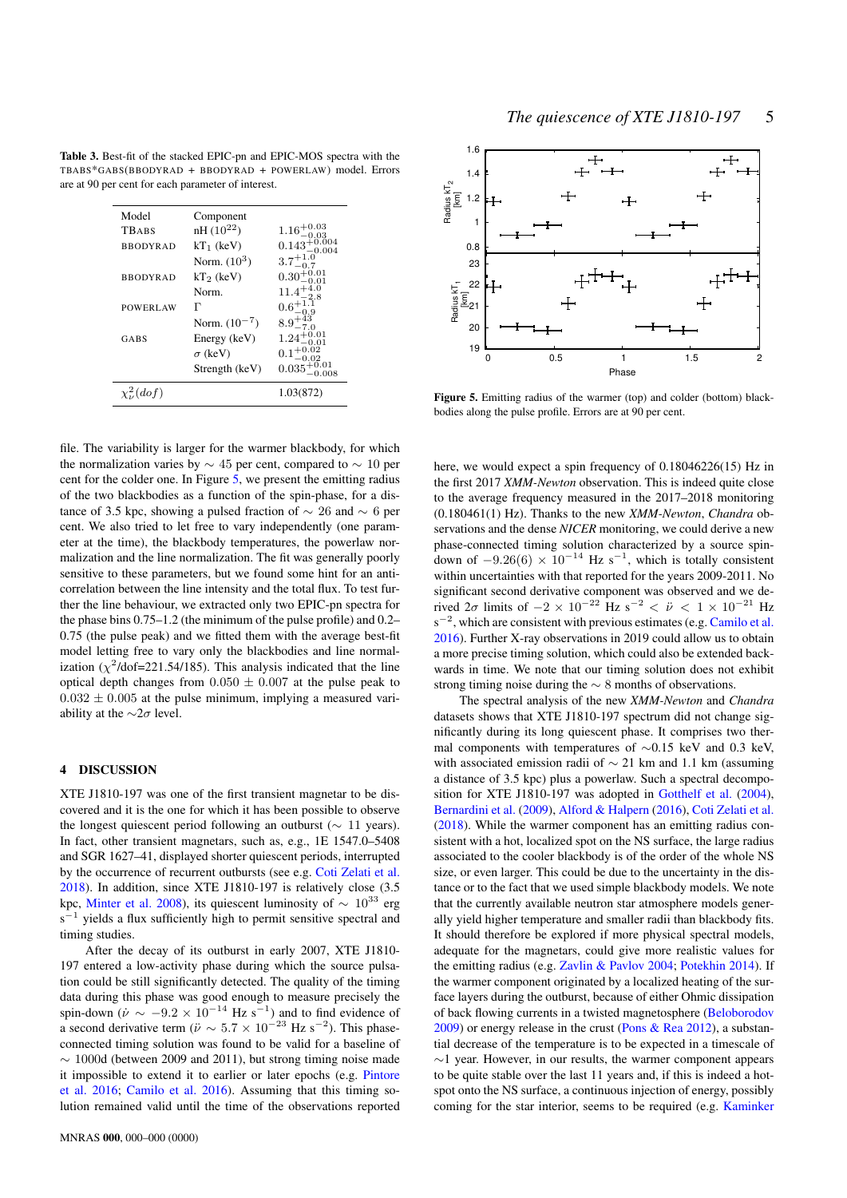**Table 3.** Best-fit of the stacked EPIC-pn and EPIC-MOS spectra with the TBABS*GABS(BBODYRAD + BBODYRAD + POWERLAW) model. Errors are at 90 per cent for each parameter of interest.

| Model | Component | |
|---|---|---|
| TBABS | nH ($10^{22}$) | $1.16^{+0.03}_{-0.03}$ |
| BBODYRAD | kT$_1$ (keV) | $0.143^{+0.004}_{-0.004}$ |
| | Norm. ($10^3$) | $3.7^{+1.0}_{-0.7}$ |
| BBODYRAD | kT$_2$ (keV) | $0.30^{+0.01}_{-0.01}$ |
| | Norm. | $11.4^{+4.0}_{-2.8}$ |
| POWERLAW | $\Gamma$ | $0.6^{+1.1}_{-0.9}$ |
| | Norm. ($10^{-7}$) | $8.9^{+43}_{-7.0}$ |
| GABS | Energy (keV) | $1.24^{+0.01}_{-0.01}$ |
| | $\sigma$ (keV) | $0.1^{+0.02}_{-0.02}$ |
| | Strength (keV) | $0.035^{+0.01}_{-0.008}$ |
| $\chi^2_\nu(dof)$ | | 1.03(872) |

file. The variability is larger for the warmer blackbody, for which the normalization varies by $\sim$ 45 per cent, compared to $\sim$ 10 per cent for the colder one. In Figure 5, we present the emitting radius of the two blackbodies as a function of the spin-phase, for a distance of 3.5 kpc, showing a pulsed fraction of $\sim$ 26 and $\sim$ 6 per cent. We also tried to let free to vary independently (one parameter at the time), the blackbody temperatures, the powerlaw normalization and the line normalization. The fit was generally poorly sensitive to these parameters, but we found some hint for an anti-correlation between the line intensity and the total flux. To test further the line behaviour, we extracted only two EPIC-pn spectra for the phase bins 0.75–1.2 (the minimum of the pulse profile) and 0.2–0.75 (the pulse peak) and we fitted them with the average best-fit model letting free to vary only the blackbodies and line normalization ($\chi^2$/dof=221.54/185). This analysis indicated that the line optical depth changes from $0.050 \pm 0.007$ at the pulse peak to $0.032 \pm 0.005$ at the pulse minimum, implying a measured variability at the $\sim$2$\sigma$ level.

**Figure 5.** Emitting radius of the warmer (top) and colder (bottom) blackbodies along the pulse profile. Errors are at 90 per cent.

## 4 DISCUSSION

XTE J1810-197 was one of the first transient magnetar to be discovered and it is the one for which it has been possible to observe the longest quiescent period following an outburst ($\sim$ 11 years). In fact, other transient magnetars, such as, e.g., 1E 1547.0–5408 and SGR 1627–41, displayed shorter quiescent periods, interrupted by the occurrence of recurrent outbursts (see e.g. Coti Zelati et al. 2018). In addition, since XTE J1810-197 is relatively close (3.5 kpc, Minter et al. 2008), its quiescent luminosity of $\sim 10^{33}$ erg s$^{-1}$ yields a flux sufficiently high to permit sensitive spectral and timing studies.

After the decay of its outburst in early 2007, XTE J1810-197 entered a low-activity phase during which the source pulsation could be still significantly detected. The quality of the timing data during this phase was good enough to measure precisely the spin-down ($\dot{\nu} \sim -9.2 \times 10^{-14}$ Hz s$^{-1}$) and to find evidence of a second derivative term ($\ddot{\nu} \sim 5.7 \times 10^{-23}$ Hz s$^{-2}$). This phase-connected timing solution was found to be valid for a baseline of $\sim$ 1000d (between 2009 and 2011), but strong timing noise made it impossible to extend it to earlier or later epochs (e.g. Pintore et al. 2016; Camilo et al. 2016). Assuming that this timing solution remained valid until the time of the observations reported here, we would expect a spin frequency of 0.18046226(15) Hz in the first 2017 *XMM-Newton* observation. This is indeed quite close to the average frequency measured in the 2017–2018 monitoring (0.180461(1) Hz). Thanks to the new *XMM-Newton*, *Chandra* observations and the dense *NICER* monitoring, we could derive a new phase-connected timing solution characterized by a source spin-down of $-9.26(6) \times 10^{-14}$ Hz s$^{-1}$, which is totally consistent within uncertainties with that reported for the years 2009-2011. No significant second derivative component was observed and we derived 2$\sigma$ limits of $-2 \times 10^{-22}$ Hz s$^{-2}$ $< \ddot{\nu} <$ $1 \times 10^{-21}$ Hz s$^{-2}$, which are consistent with previous estimates (e.g. Camilo et al. 2016). Further X-ray observations in 2019 could allow us to obtain a more precise timing solution, which could also be extended backwards in time. We note that our timing solution does not exhibit strong timing noise during the $\sim$ 8 months of observations.

The spectral analysis of the new *XMM-Newton* and *Chandra* datasets shows that XTE J1810-197 spectrum did not change significantly during its long quiescent phase. It comprises two thermal components with temperatures of $\sim$0.15 keV and 0.3 keV, with associated emission radii of $\sim$ 21 km and 1.1 km (assuming a distance of 3.5 kpc) plus a powerlaw. Such a spectral decomposition for XTE J1810-197 was adopted in Gotthelf et al. (2004), Bernardini et al. (2009), Alford & Halpern (2016), Coti Zelati et al. (2018). While the warmer component has an emitting radius consistent with a hot, localized spot on the NS surface, the large radius associated to the cooler blackbody is of the order of the whole NS size, or even larger. This could be due to the uncertainty in the distance or to the fact that we used simple blackbody models. We note that the currently available neutron star atmosphere models generally yield higher temperature and smaller radii than blackbody fits. It should therefore be explored if more physical spectral models, adequate for the magnetars, could give more realistic values for the emitting radius (e.g. Zavlin & Pavlov 2004; Potekhin 2014). If the warmer component originated by a localized heating of the surface layers during the outburst, because of either Ohmic dissipation of back flowing currents in a twisted magnetosphere (Beloborodov 2009) or energy release in the crust (Pons & Rea 2012), a substantial decrease of the temperature is to be expected in a timescale of $\sim$1 year. However, in our results, the warmer component appears to be quite stable over the last 11 years and, if this is indeed a hot-spot onto the NS surface, a continuous injection of energy, possibly coming for the star interior, seems to be required (e.g. Kaminker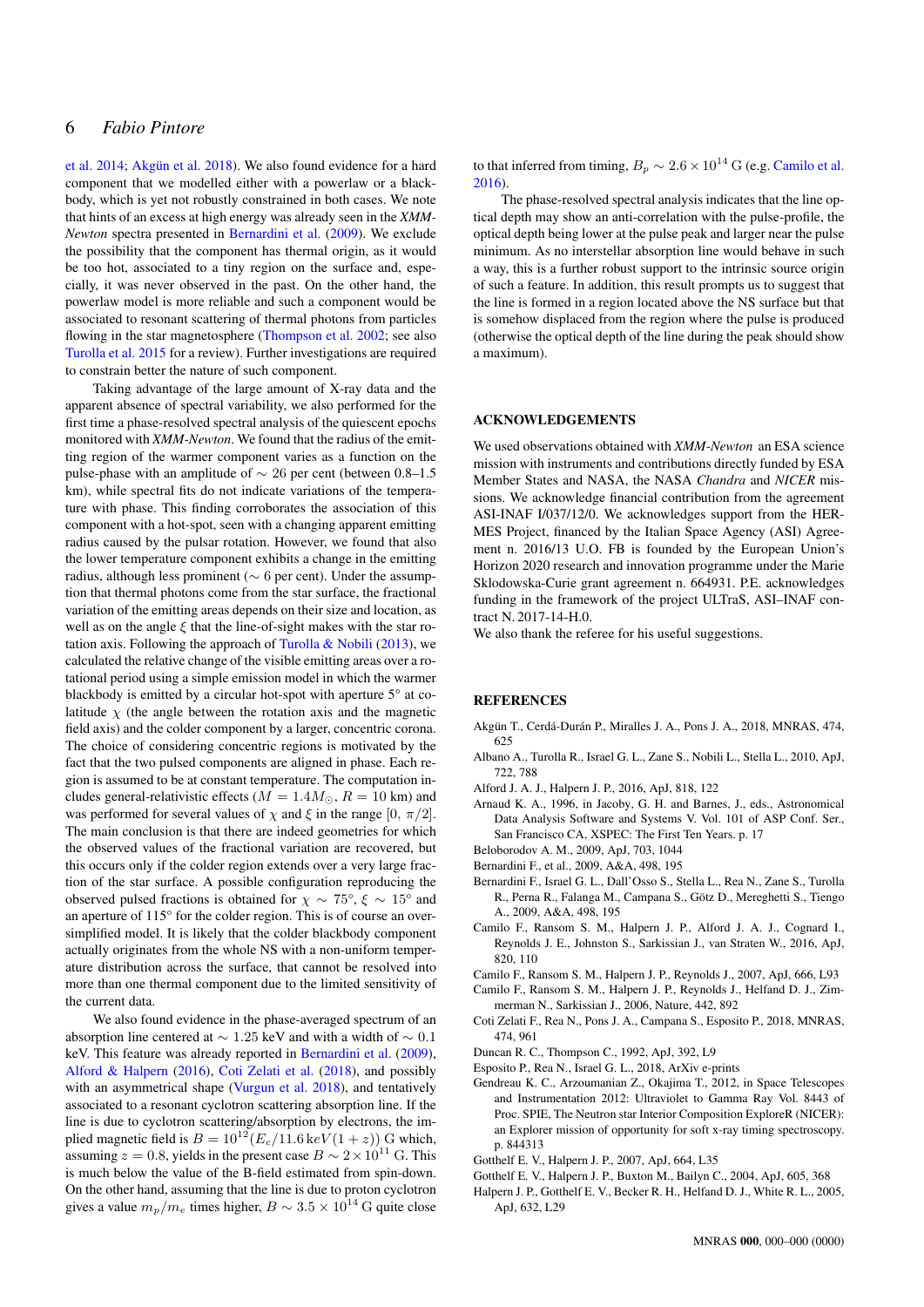et al. 2014; Akgün et al. 2018). We also found evidence for a hard component that we modelled either with a powerlaw or a blackbody, which is yet not robustly constrained in both cases. We note that hints of an excess at high energy was already seen in the *XMM-Newton* spectra presented in Bernardini et al. (2009). We exclude the possibility that the component has thermal origin, as it would be too hot, associated to a tiny region on the surface and, especially, it was never observed in the past. On the other hand, the powerlaw model is more reliable and such a component would be associated to resonant scattering of thermal photons from particles flowing in the star magnetosphere (Thompson et al. 2002; see also Turolla et al. 2015 for a review). Further investigations are required to constrain better the nature of such component.

Taking advantage of the large amount of X-ray data and the apparent absence of spectral variability, we also performed for the first time a phase-resolved spectral analysis of the quiescent epochs monitored with *XMM-Newton*. We found that the radius of the emitting region of the warmer component varies as a function on the pulse-phase with an amplitude of $\sim$ 26 per cent (between 0.8–1.5 km), while spectral fits do not indicate variations of the temperature with phase. This finding corroborates the association of this component with a hot-spot, seen with a changing apparent emitting radius caused by the pulsar rotation. However, we found that also the lower temperature component exhibits a change in the emitting radius, although less prominent ($\sim$ 6 per cent). Under the assumption that thermal photons come from the star surface, the fractional variation of the emitting areas depends on their size and location, as well as on the angle $\xi$ that the line-of-sight makes with the star rotation axis. Following the approach of Turolla & Nobili (2013), we calculated the relative change of the visible emitting areas over a rotational period using a simple emission model in which the warmer blackbody is emitted by a circular hot-spot with aperture 5° at colatitude $\chi$ (the angle between the rotation axis and the magnetic field axis) and the colder component by a larger, concentric corona. The choice of considering concentric regions is motivated by the fact that the two pulsed components are aligned in phase. Each region is assumed to be at constant temperature. The computation includes general-relativistic effects ($M = 1.4M_{\odot}$, $R = 10$ km) and was performed for several values of $\chi$ and $\xi$ in the range $[0, \pi/2]$. The main conclusion is that there are indeed geometries for which the observed values of the fractional variation are recovered, but this occurs only if the colder region extends over a very large fraction of the star surface. A possible configuration reproducing the observed pulsed fractions is obtained for $\chi \sim 75°$, $\xi \sim 15°$ and an aperture of 115° for the colder region. This is of course an oversimplified model. It is likely that the colder blackbody component actually originates from the whole NS with a non-uniform temperature distribution across the surface, that cannot be resolved into more than one thermal component due to the limited sensitivity of the current data.

We also found evidence in the phase-averaged spectrum of an absorption line centered at $\sim$ 1.25 keV and with a width of $\sim$ 0.1 keV. This feature was already reported in Bernardini et al. (2009), Alford & Halpern (2016), Coti Zelati et al. (2018), and possibly with an asymmetrical shape (Vurgun et al. 2018), and tentatively associated to a resonant cyclotron scattering absorption line. If the line is due to cyclotron scattering/absorption by electrons, the implied magnetic field is $B = 10^{12}(E_c/11.6\,\mathrm{keV}(1+z))$ G which, assuming $z = 0.8$, yields in the present case $B \sim 2\times10^{11}$ G. This is much below the value of the B-field estimated from spin-down. On the other hand, assuming that the line is due to proton cyclotron gives a value $m_p/m_e$ times higher, $B \sim 3.5 \times 10^{14}$ G quite close to that inferred from timing, $B_p \sim 2.6 \times 10^{14}$ G (e.g. Camilo et al. 2016).

The phase-resolved spectral analysis indicates that the line optical depth may show an anti-correlation with the pulse-profile, the optical depth being lower at the pulse peak and larger near the pulse minimum. As no interstellar absorption line would behave in such a way, this is a further robust support to the intrinsic source origin of such a feature. In addition, this result prompts us to suggest that the line is formed in a region located above the NS surface but that is somehow displaced from the region where the pulse is produced (otherwise the optical depth of the line during the peak should show a maximum).

## ACKNOWLEDGEMENTS

We used observations obtained with *XMM-Newton* an ESA science mission with instruments and contributions directly funded by ESA Member States and NASA, the NASA *Chandra* and *NICER* missions. We acknowledge financial contribution from the agreement ASI-INAF I/037/12/0. We acknowledges support from the HERMES Project, financed by the Italian Space Agency (ASI) Agreement n. 2016/13 U.O. FB is founded by the European Union's Horizon 2020 research and innovation programme under the Marie Sklodowska-Curie grant agreement n. 664931. P.E. acknowledges funding in the framework of the project ULTraS, ASI–INAF contract N. 2017-14-H.0.
We also thank the referee for his useful suggestions.

## REFERENCES

Akgün T., Cerdá-Durán P., Miralles J. A., Pons J. A., 2018, MNRAS, 474, 625

Albano A., Turolla R., Israel G. L., Zane S., Nobili L., Stella L., 2010, ApJ, 722, 788

Alford J. A. J., Halpern J. P., 2016, ApJ, 818, 122

Arnaud K. A., 1996, in Jacoby, G. H. and Barnes, J., eds., Astronomical Data Analysis Software and Systems V. Vol. 101 of ASP Conf. Ser., San Francisco CA, XSPEC: The First Ten Years. p. 17

Beloborodov A. M., 2009, ApJ, 703, 1044

Bernardini F., et al., 2009, A&A, 498, 195

Bernardini F., Israel G. L., Dall'Osso S., Stella L., Rea N., Zane S., Turolla R., Perna R., Falanga M., Campana S., Götz D., Mereghetti S., Tiengo A., 2009, A&A, 498, 195

Camilo F., Ransom S. M., Halpern J. P., Alford J. A. J., Cognard I., Reynolds J. E., Johnston S., Sarkissian J., van Straten W., 2016, ApJ, 820, 110

Camilo F., Ransom S. M., Halpern J. P., Reynolds J., 2007, ApJ, 666, L93

Camilo F., Ransom S. M., Halpern J. P., Reynolds J., Helfand D. J., Zimmerman N., Sarkissian J., 2006, Nature, 442, 892

Coti Zelati F., Rea N., Pons J. A., Campana S., Esposito P., 2018, MNRAS, 474, 961

Duncan R. C., Thompson C., 1992, ApJ, 392, L9

Esposito P., Rea N., Israel G. L., 2018, ArXiv e-prints

Gendreau K. C., Arzoumanian Z., Okajima T., 2012, in Space Telescopes and Instrumentation 2012: Ultraviolet to Gamma Ray Vol. 8443 of Proc. SPIE, The Neutron star Interior Composition ExploreR (NICER): an Explorer mission of opportunity for soft x-ray timing spectroscopy. p. 844313

Gotthelf E. V., Halpern J. P., 2007, ApJ, 664, L35

Gotthelf E. V., Halpern J. P., Buxton M., Bailyn C., 2004, ApJ, 605, 368

Halpern J. P., Gotthelf E. V., Becker R. H., Helfand D. J., White R. L., 2005, ApJ, 632, L29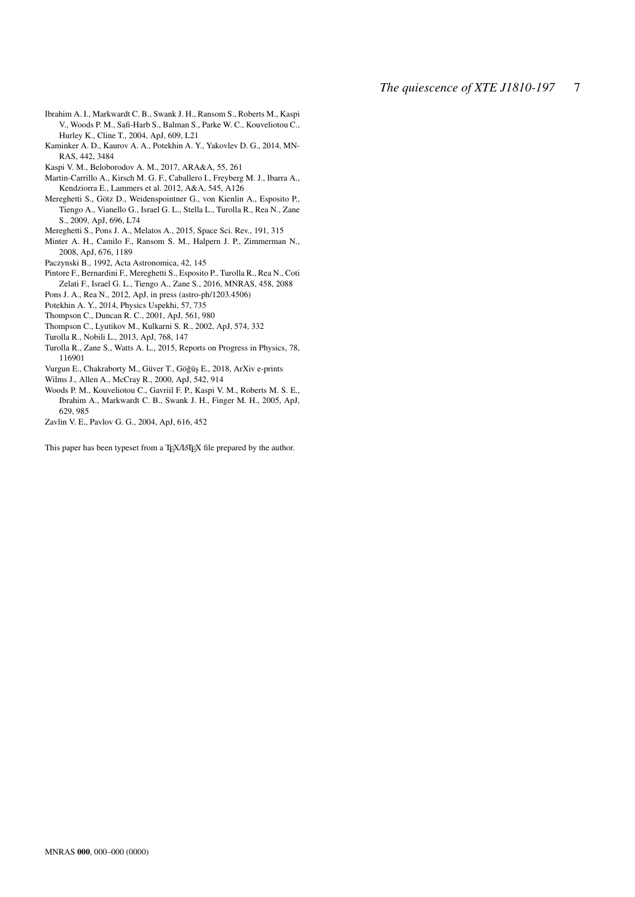Ibrahim A. I., Markwardt C. B., Swank J. H., Ransom S., Roberts M., Kaspi V., Woods P. M., Safi-Harb S., Balman S., Parke W. C., Kouveliotou C., Hurley K., Cline T., 2004, ApJ, 609, L21

Kaminker A. D., Kaurov A. A., Potekhin A. Y., Yakovlev D. G., 2014, MNRAS, 442, 3484

Kaspi V. M., Beloborodov A. M., 2017, ARA&A, 55, 261

Martin-Carrillo A., Kirsch M. G. F., Caballero I., Freyberg M. J., Ibarra A., Kendziorra E., Lammers et al. 2012, A&A, 545, A126

Mereghetti S., Götz D., Weidenspointner G., von Kienlin A., Esposito P., Tiengo A., Vianello G., Israel G. L., Stella L., Turolla R., Rea N., Zane S., 2009, ApJ, 696, L74

Mereghetti S., Pons J. A., Melatos A., 2015, Space Sci. Rev., 191, 315

Minter A. H., Camilo F., Ransom S. M., Halpern J. P., Zimmerman N., 2008, ApJ, 676, 1189

Paczynski B., 1992, Acta Astronomica, 42, 145

Pintore F., Bernardini F., Mereghetti S., Esposito P., Turolla R., Rea N., Coti Zelati F., Israel G. L., Tiengo A., Zane S., 2016, MNRAS, 458, 2088

Pons J. A., Rea N., 2012, ApJ, in press (astro-ph/1203.4506)

Potekhin A. Y., 2014, Physics Uspekhi, 57, 735

Thompson C., Duncan R. C., 2001, ApJ, 561, 980

Thompson C., Lyutikov M., Kulkarni S. R., 2002, ApJ, 574, 332

Turolla R., Nobili L., 2013, ApJ, 768, 147

Turolla R., Zane S., Watts A. L., 2015, Reports on Progress in Physics, 78, 116901

Vurgun E., Chakraborty M., Güver T., Göğüş E., 2018, ArXiv e-prints

Wilms J., Allen A., McCray R., 2000, ApJ, 542, 914

Woods P. M., Kouveliotou C., Gavriil F. P., Kaspi V. M., Roberts M. S. E., Ibrahim A., Markwardt C. B., Swank J. H., Finger M. H., 2005, ApJ, 629, 985

Zavlin V. E., Pavlov G. G., 2004, ApJ, 616, 452

This paper has been typeset from a TEX/LATEX file prepared by the author.